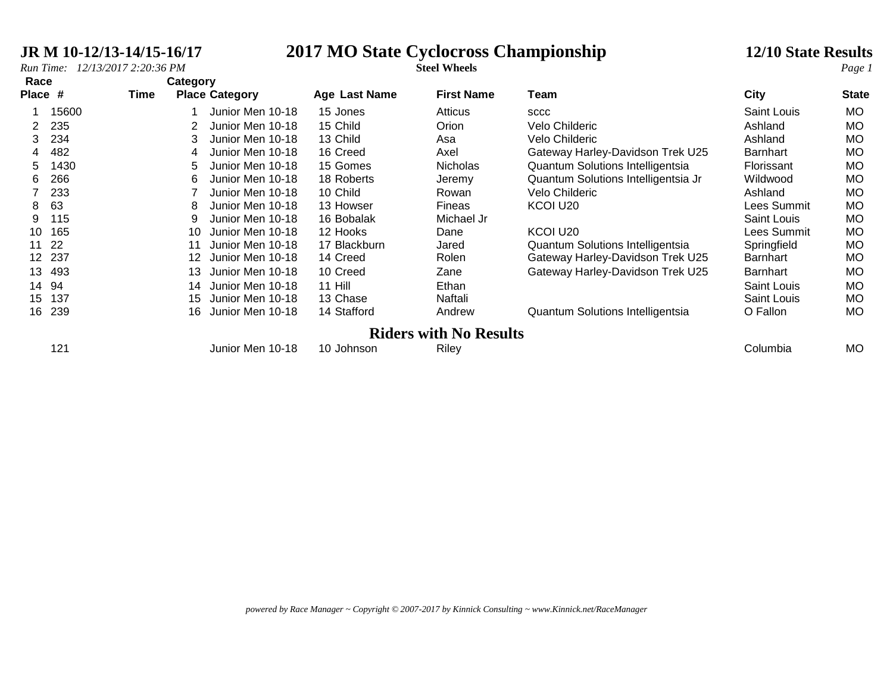**JR M 10-12/13-14/15-16/17**

# 2017 MO State Cyclocross Championship

**Steel Wheels**

**12/10 State Results**

*Run Time: 12/13/2017 2:20:36 PM*

| Race Place | # | Time | Category Place | Category | Age | Last Name | First Name | Team | City | State |
|---|---|---|---|---|---|---|---|---|---|---|
| 1 | 15600 | | 1 | Junior Men 10-18 | 15 | Jones | Atticus | sccc | Saint Louis | MO |
| 2 | 235 | | 2 | Junior Men 10-18 | 15 | Child | Orion | Velo Childeric | Ashland | MO |
| 3 | 234 | | 3 | Junior Men 10-18 | 13 | Child | Asa | Velo Childeric | Ashland | MO |
| 4 | 482 | | 4 | Junior Men 10-18 | 16 | Creed | Axel | Gateway Harley-Davidson Trek U25 | Barnhart | MO |
| 5 | 1430 | | 5 | Junior Men 10-18 | 15 | Gomes | Nicholas | Quantum Solutions Intelligentsia | Florissant | MO |
| 6 | 266 | | 6 | Junior Men 10-18 | 18 | Roberts | Jeremy | Quantum Solutions Intelligentsia Jr | Wildwood | MO |
| 7 | 233 | | 7 | Junior Men 10-18 | 10 | Child | Rowan | Velo Childeric | Ashland | MO |
| 8 | 63 | | 8 | Junior Men 10-18 | 13 | Howser | Fineas | KCOI U20 | Lees Summit | MO |
| 9 | 115 | | 9 | Junior Men 10-18 | 16 | Bobalak | Michael Jr | | Saint Louis | MO |
| 10 | 165 | | 10 | Junior Men 10-18 | 12 | Hooks | Dane | KCOI U20 | Lees Summit | MO |
| 11 | 22 | | 11 | Junior Men 10-18 | 17 | Blackburn | Jared | Quantum Solutions Intelligentsia | Springfield | MO |
| 12 | 237 | | 12 | Junior Men 10-18 | 14 | Creed | Rolen | Gateway Harley-Davidson Trek U25 | Barnhart | MO |
| 13 | 493 | | 13 | Junior Men 10-18 | 10 | Creed | Zane | Gateway Harley-Davidson Trek U25 | Barnhart | MO |
| 14 | 94 | | 14 | Junior Men 10-18 | 11 | Hill | Ethan | | Saint Louis | MO |
| 15 | 137 | | 15 | Junior Men 10-18 | 13 | Chase | Naftali | | Saint Louis | MO |
| 16 | 239 | | 16 | Junior Men 10-18 | 14 | Stafford | Andrew | Quantum Solutions Intelligentsia | O Fallon | MO |

## Riders with No Results

| Race Place | # | Time | Category Place | Category | Age | Last Name | First Name | Team | City | State |
|---|---|---|---|---|---|---|---|---|---|---|
| | 121 | | | Junior Men 10-18 | 10 | Johnson | Riley | | Columbia | MO |

*powered by Race Manager ~ Copyright © 2007-2017 by Kinnick Consulting ~ www.Kinnick.net/RaceManager*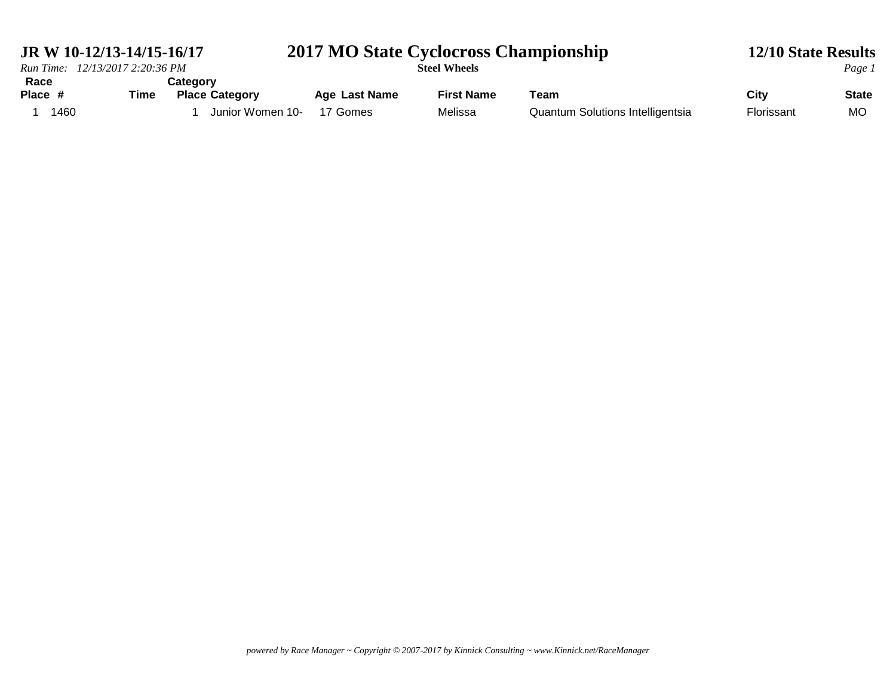**JR W 10-12/13-14/15-16/17**

# 2017 MO State Cyclocross Championship

**Steel Wheels**

**12/10 State Results**

*Run Time: 12/13/2017 2:20:36 PM*

| Race Place | # | Time | Category Place | Category | Age | Last Name | First Name | Team | City | State |
|---|---|---|---|---|---|---|---|---|---|---|
| 1 | 1460 | | 1 | Junior Women 10- | 17 | Gomes | Melissa | Quantum Solutions Intelligentsia | Florissant | MO |

*powered by Race Manager ~ Copyright © 2007-2017 by Kinnick Consulting ~ www.Kinnick.net/RaceManager*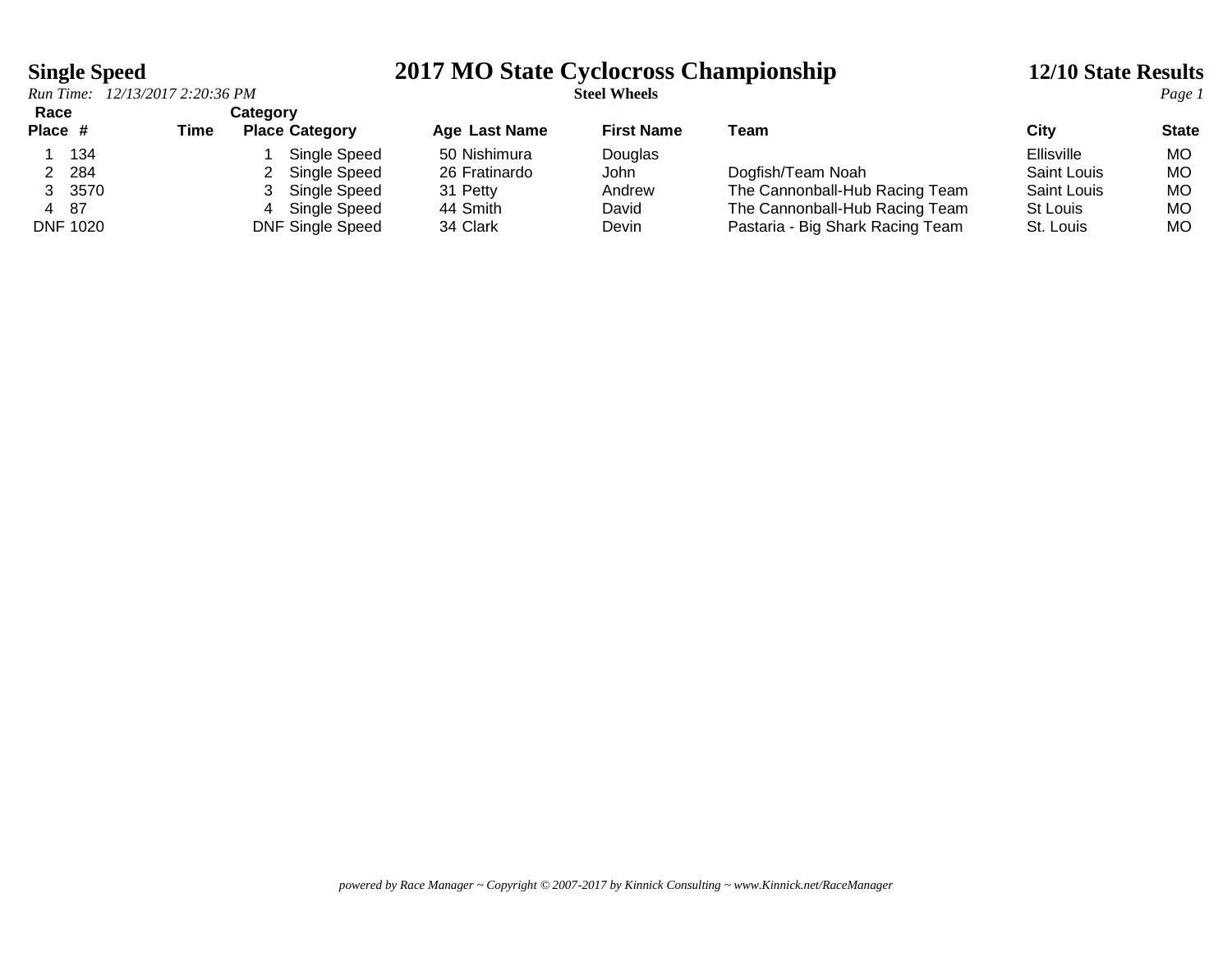# 2017 MO State Cyclocross Championship

**Single Speed**

*Run Time: 12/13/2017 2:20:36 PM*

**Steel Wheels**

**12/10 State Results**

| Race Place | # | Time | Category Place | Category | Age | Last Name | First Name | Team | City | State |
|---|---|---|---|---|---|---|---|---|---|---|
| 1 | 134 | | 1 | Single Speed | 50 | Nishimura | Douglas | | Ellisville | MO |
| 2 | 284 | | 2 | Single Speed | 26 | Fratinardo | John | Dogfish/Team Noah | Saint Louis | MO |
| 3 | 3570 | | 3 | Single Speed | 31 | Petty | Andrew | The Cannonball-Hub Racing Team | Saint Louis | MO |
| 4 | 87 | | 4 | Single Speed | 44 | Smith | David | The Cannonball-Hub Racing Team | St Louis | MO |
| DNF | 1020 | | DNF | Single Speed | 34 | Clark | Devin | Pastaria - Big Shark Racing Team | St. Louis | MO |

*powered by Race Manager ~ Copyright © 2007-2017 by Kinnick Consulting ~ www.Kinnick.net/RaceManager*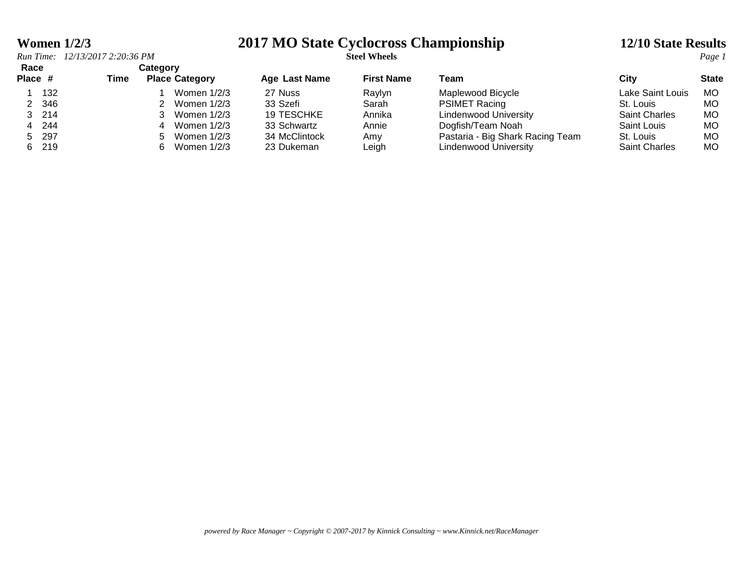**Women 1/2/3**

# 2017 MO State Cyclocross Championship

**Steel Wheels**

**12/10 State Results**

*Run Time: 12/13/2017 2:20:36 PM*

| Race Place | # | Time | Category Place | Category | Age | Last Name | First Name | Team | City | State |
|---|---|---|---|---|---|---|---|---|---|---|
| 1 | 132 | | 1 | Women 1/2/3 | 27 | Nuss | Raylyn | Maplewood Bicycle | Lake Saint Louis | MO |
| 2 | 346 | | 2 | Women 1/2/3 | 33 | Szefi | Sarah | PSIMET Racing | St. Louis | MO |
| 3 | 214 | | 3 | Women 1/2/3 | 19 | TESCHKE | Annika | Lindenwood University | Saint Charles | MO |
| 4 | 244 | | 4 | Women 1/2/3 | 33 | Schwartz | Annie | Dogfish/Team Noah | Saint Louis | MO |
| 5 | 297 | | 5 | Women 1/2/3 | 34 | McClintock | Amy | Pastaria - Big Shark Racing Team | St. Louis | MO |
| 6 | 219 | | 6 | Women 1/2/3 | 23 | Dukeman | Leigh | Lindenwood University | Saint Charles | MO |

*powered by Race Manager ~ Copyright © 2007-2017 by Kinnick Consulting ~ www.Kinnick.net/RaceManager*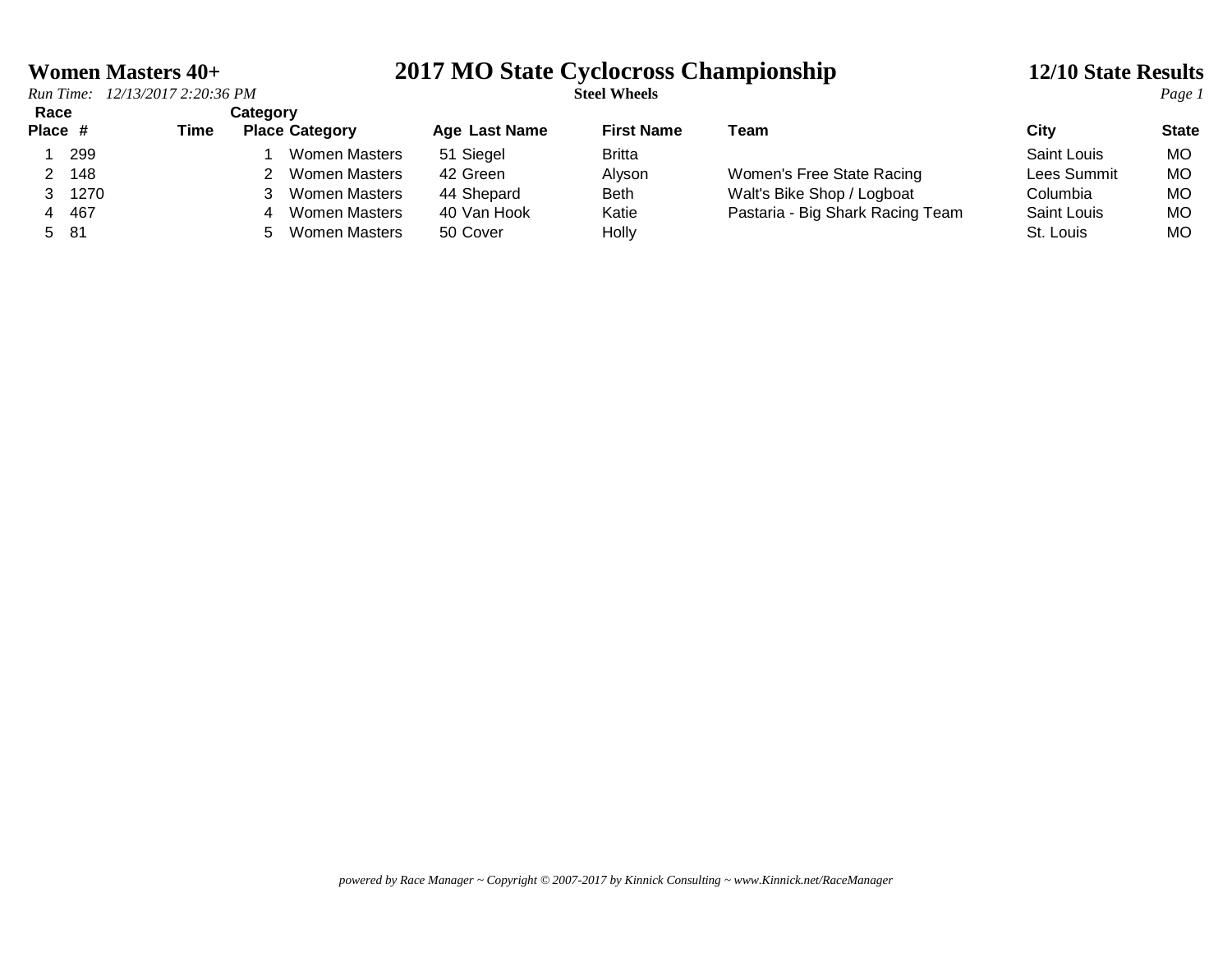# 2017 MO State Cyclocross Championship

**Women Masters 40+**

**Steel Wheels**

**12/10 State Results**

*Run Time: 12/13/2017 2:20:36 PM*

| Race Place | # | Time | Category Place | Category | Age | Last Name | First Name | Team | City | State |
|---|---|---|---|---|---|---|---|---|---|---|
| 1 | 299 | | 1 | Women Masters | 51 | Siegel | Britta | | Saint Louis | MO |
| 2 | 148 | | 2 | Women Masters | 42 | Green | Alyson | Women's Free State Racing | Lees Summit | MO |
| 3 | 1270 | | 3 | Women Masters | 44 | Shepard | Beth | Walt's Bike Shop / Logboat | Columbia | MO |
| 4 | 467 | | 4 | Women Masters | 40 | Van Hook | Katie | Pastaria - Big Shark Racing Team | Saint Louis | MO |
| 5 | 81 | | 5 | Women Masters | 50 | Cover | Holly | | St. Louis | MO |

*powered by Race Manager ~ Copyright © 2007-2017 by Kinnick Consulting ~ www.Kinnick.net/RaceManager*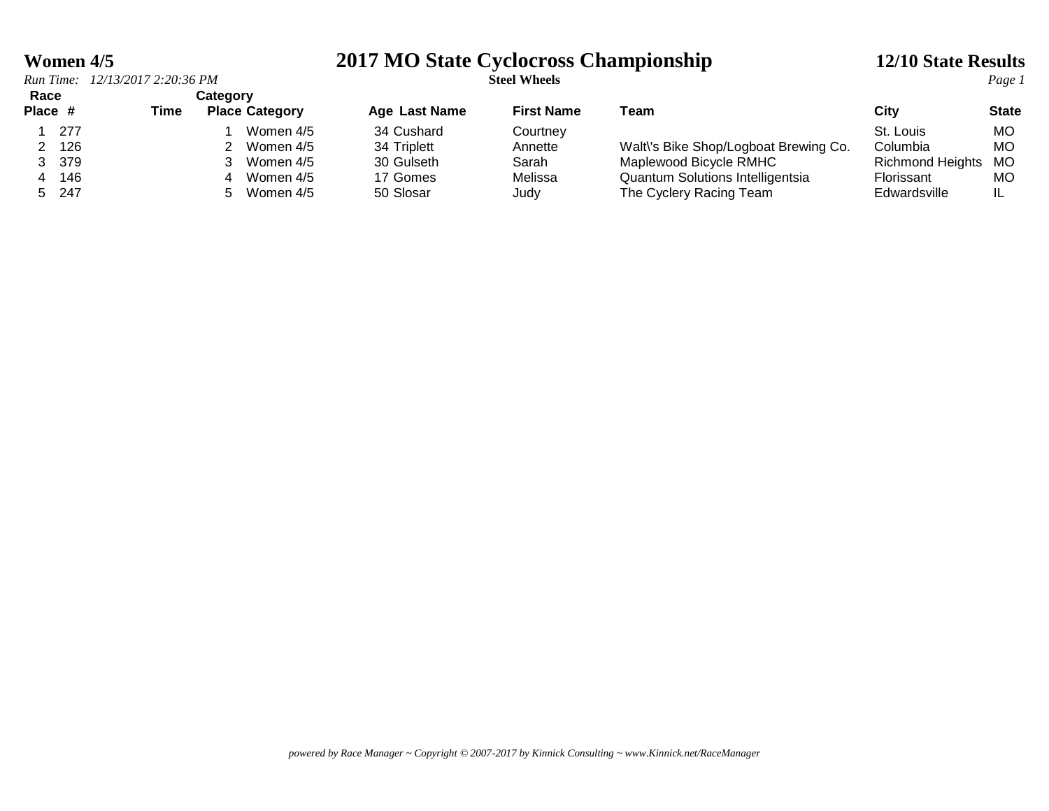# 2017 MO State Cyclocross Championship

**Women 4/5** | **Steel Wheels** | **12/10 State Results**

*Run Time: 12/13/2017 2:20:36 PM*

| Race Place | # | Time | Category Place | Category | Age | Last Name | First Name | Team | City | State |
|---|---|---|---|---|---|---|---|---|---|---|
| 1 | 277 | | 1 | Women 4/5 | 34 | Cushard | Courtney | | St. Louis | MO |
| 2 | 126 | | 2 | Women 4/5 | 34 | Triplett | Annette | Walt\'s Bike Shop/Logboat Brewing Co. | Columbia | MO |
| 3 | 379 | | 3 | Women 4/5 | 30 | Gulseth | Sarah | Maplewood Bicycle RMHC | Richmond Heights | MO |
| 4 | 146 | | 4 | Women 4/5 | 17 | Gomes | Melissa | Quantum Solutions Intelligentsia | Florissant | MO |
| 5 | 247 | | 5 | Women 4/5 | 50 | Slosar | Judy | The Cyclery Racing Team | Edwardsville | IL |

*powered by Race Manager ~ Copyright © 2007-2017 by Kinnick Consulting ~ www.Kinnick.net/RaceManager*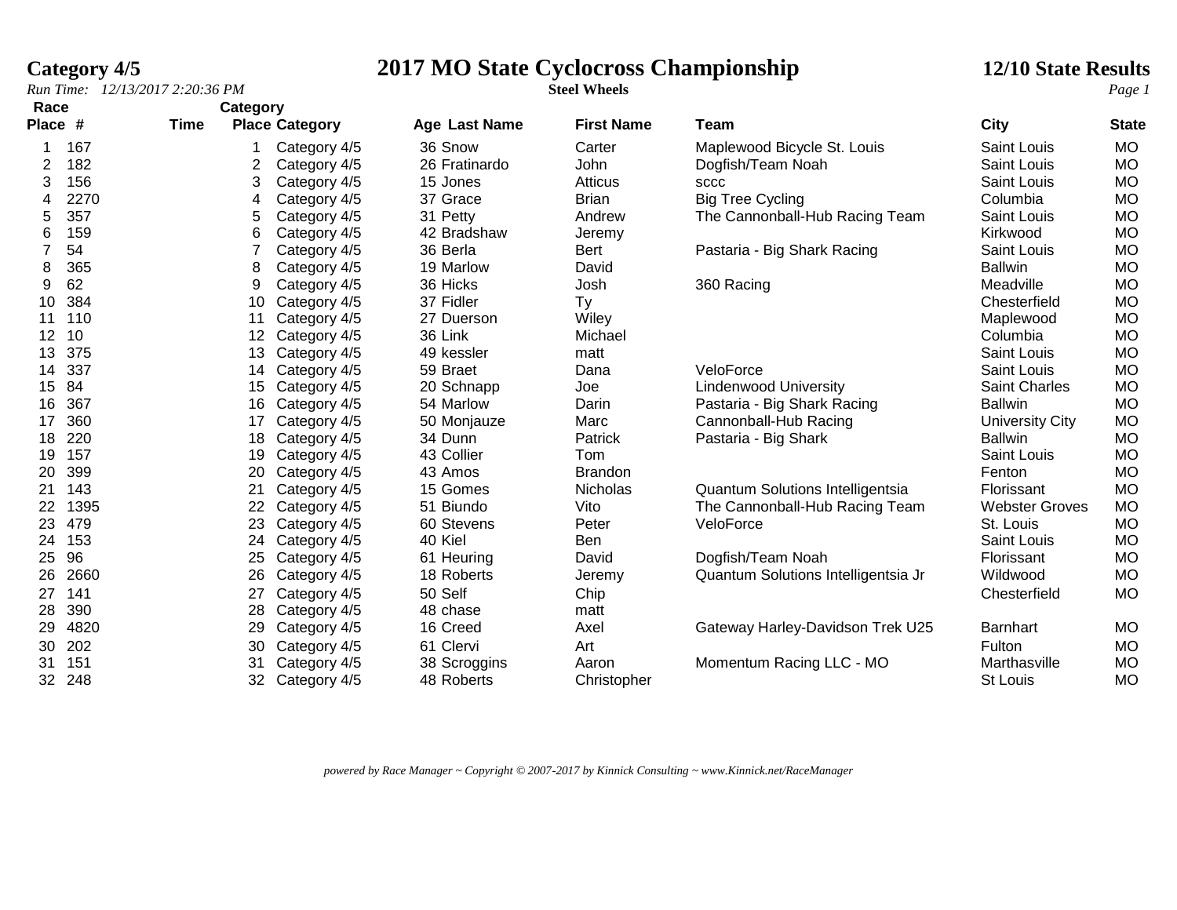# Category 4/5

# 2017 MO State Cyclocross Championship

**Steel Wheels**

**12/10 State Results**

*Run Time: 12/13/2017 2:20:36 PM*

| Race Place | # | Time | Category Place | Category | Age | Last Name | First Name | Team | City | State |
|---|---|---|---|---|---|---|---|---|---|---|
| 1 | 167 | | 1 | Category 4/5 | 36 | Snow | Carter | Maplewood Bicycle St. Louis | Saint Louis | MO |
| 2 | 182 | | 2 | Category 4/5 | 26 | Fratinardo | John | Dogfish/Team Noah | Saint Louis | MO |
| 3 | 156 | | 3 | Category 4/5 | 15 | Jones | Atticus | sccc | Saint Louis | MO |
| 4 | 2270 | | 4 | Category 4/5 | 37 | Grace | Brian | Big Tree Cycling | Columbia | MO |
| 5 | 357 | | 5 | Category 4/5 | 31 | Petty | Andrew | The Cannonball-Hub Racing Team | Saint Louis | MO |
| 6 | 159 | | 6 | Category 4/5 | 42 | Bradshaw | Jeremy | | Kirkwood | MO |
| 7 | 54 | | 7 | Category 4/5 | 36 | Berla | Bert | Pastaria - Big Shark Racing | Saint Louis | MO |
| 8 | 365 | | 8 | Category 4/5 | 19 | Marlow | David | | Ballwin | MO |
| 9 | 62 | | 9 | Category 4/5 | 36 | Hicks | Josh | 360 Racing | Meadville | MO |
| 10 | 384 | | 10 | Category 4/5 | 37 | Fidler | Ty | | Chesterfield | MO |
| 11 | 110 | | 11 | Category 4/5 | 27 | Duerson | Wiley | | Maplewood | MO |
| 12 | 10 | | 12 | Category 4/5 | 36 | Link | Michael | | Columbia | MO |
| 13 | 375 | | 13 | Category 4/5 | 49 | kessler | matt | | Saint Louis | MO |
| 14 | 337 | | 14 | Category 4/5 | 59 | Braet | Dana | VeloForce | Saint Louis | MO |
| 15 | 84 | | 15 | Category 4/5 | 20 | Schnapp | Joe | Lindenwood University | Saint Charles | MO |
| 16 | 367 | | 16 | Category 4/5 | 54 | Marlow | Darin | Pastaria - Big Shark Racing | Ballwin | MO |
| 17 | 360 | | 17 | Category 4/5 | 50 | Monjauze | Marc | Cannonball-Hub Racing | University City | MO |
| 18 | 220 | | 18 | Category 4/5 | 34 | Dunn | Patrick | Pastaria - Big Shark | Ballwin | MO |
| 19 | 157 | | 19 | Category 4/5 | 43 | Collier | Tom | | Saint Louis | MO |
| 20 | 399 | | 20 | Category 4/5 | 43 | Amos | Brandon | | Fenton | MO |
| 21 | 143 | | 21 | Category 4/5 | 15 | Gomes | Nicholas | Quantum Solutions Intelligentsia | Florissant | MO |
| 22 | 1395 | | 22 | Category 4/5 | 51 | Biundo | Vito | The Cannonball-Hub Racing Team | Webster Groves | MO |
| 23 | 479 | | 23 | Category 4/5 | 60 | Stevens | Peter | VeloForce | St. Louis | MO |
| 24 | 153 | | 24 | Category 4/5 | 40 | Kiel | Ben | | Saint Louis | MO |
| 25 | 96 | | 25 | Category 4/5 | 61 | Heuring | David | Dogfish/Team Noah | Florissant | MO |
| 26 | 2660 | | 26 | Category 4/5 | 18 | Roberts | Jeremy | Quantum Solutions Intelligentsia Jr | Wildwood | MO |
| 27 | 141 | | 27 | Category 4/5 | 50 | Self | Chip | | Chesterfield | MO |
| 28 | 390 | | 28 | Category 4/5 | 48 | chase | matt | | | |
| 29 | 4820 | | 29 | Category 4/5 | 16 | Creed | Axel | Gateway Harley-Davidson Trek U25 | Barnhart | MO |
| 30 | 202 | | 30 | Category 4/5 | 61 | Clervi | Art | | Fulton | MO |
| 31 | 151 | | 31 | Category 4/5 | 38 | Scroggins | Aaron | Momentum Racing LLC - MO | Marthasville | MO |
| 32 | 248 | | 32 | Category 4/5 | 48 | Roberts | Christopher | | St Louis | MO |

*powered by Race Manager ~ Copyright © 2007-2017 by Kinnick Consulting ~ www.Kinnick.net/RaceManager*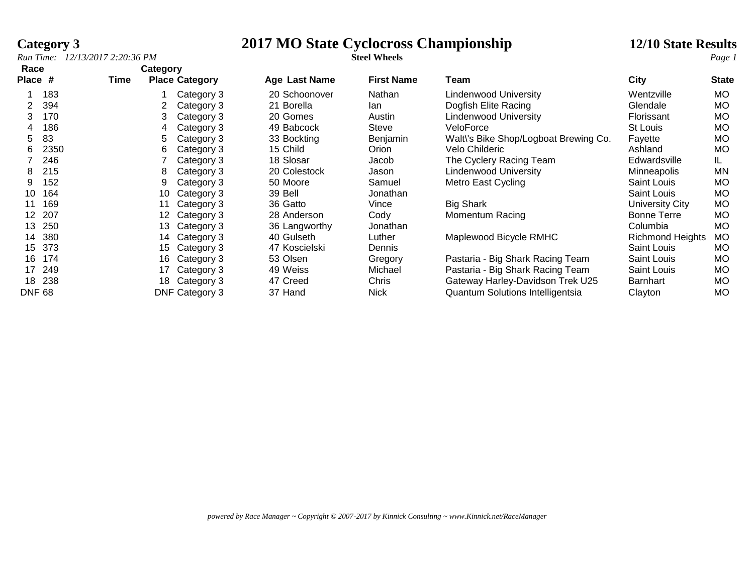# Category 3

# 2017 MO State Cyclocross Championship

## 12/10 State Results

*Run Time: 12/13/2017 2:20:36 PM*

**Steel Wheels**

| Race Place | # | Time | Category Place | Category | Age | Last Name | First Name | Team | City | State |
|---|---|---|---|---|---|---|---|---|---|---|
| 1 | 183 | | 1 | Category 3 | 20 | Schoonover | Nathan | Lindenwood University | Wentzville | MO |
| 2 | 394 | | 2 | Category 3 | 21 | Borella | Ian | Dogfish Elite Racing | Glendale | MO |
| 3 | 170 | | 3 | Category 3 | 20 | Gomes | Austin | Lindenwood University | Florissant | MO |
| 4 | 186 | | 4 | Category 3 | 49 | Babcock | Steve | VeloForce | St Louis | MO |
| 5 | 83 | | 5 | Category 3 | 33 | Bockting | Benjamin | Walt\'s Bike Shop/Logboat Brewing Co. | Fayette | MO |
| 6 | 2350 | | 6 | Category 3 | 15 | Child | Orion | Velo Childeric | Ashland | MO |
| 7 | 246 | | 7 | Category 3 | 18 | Slosar | Jacob | The Cyclery Racing Team | Edwardsville | IL |
| 8 | 215 | | 8 | Category 3 | 20 | Colestock | Jason | Lindenwood University | Minneapolis | MN |
| 9 | 152 | | 9 | Category 3 | 50 | Moore | Samuel | Metro East Cycling | Saint Louis | MO |
| 10 | 164 | | 10 | Category 3 | 39 | Bell | Jonathan | | Saint Louis | MO |
| 11 | 169 | | 11 | Category 3 | 36 | Gatto | Vince | Big Shark | University City | MO |
| 12 | 207 | | 12 | Category 3 | 28 | Anderson | Cody | Momentum Racing | Bonne Terre | MO |
| 13 | 250 | | 13 | Category 3 | 36 | Langworthy | Jonathan | | Columbia | MO |
| 14 | 380 | | 14 | Category 3 | 40 | Gulseth | Luther | Maplewood Bicycle RMHC | Richmond Heights | MO |
| 15 | 373 | | 15 | Category 3 | 47 | Koscielski | Dennis | | Saint Louis | MO |
| 16 | 174 | | 16 | Category 3 | 53 | Olsen | Gregory | Pastaria - Big Shark Racing Team | Saint Louis | MO |
| 17 | 249 | | 17 | Category 3 | 49 | Weiss | Michael | Pastaria - Big Shark Racing Team | Saint Louis | MO |
| 18 | 238 | | 18 | Category 3 | 47 | Creed | Chris | Gateway Harley-Davidson Trek U25 | Barnhart | MO |
| DNF | 68 | | DNF | Category 3 | 37 | Hand | Nick | Quantum Solutions Intelligentsia | Clayton | MO |

*powered by Race Manager ~ Copyright © 2007-2017 by Kinnick Consulting ~ www.Kinnick.net/RaceManager*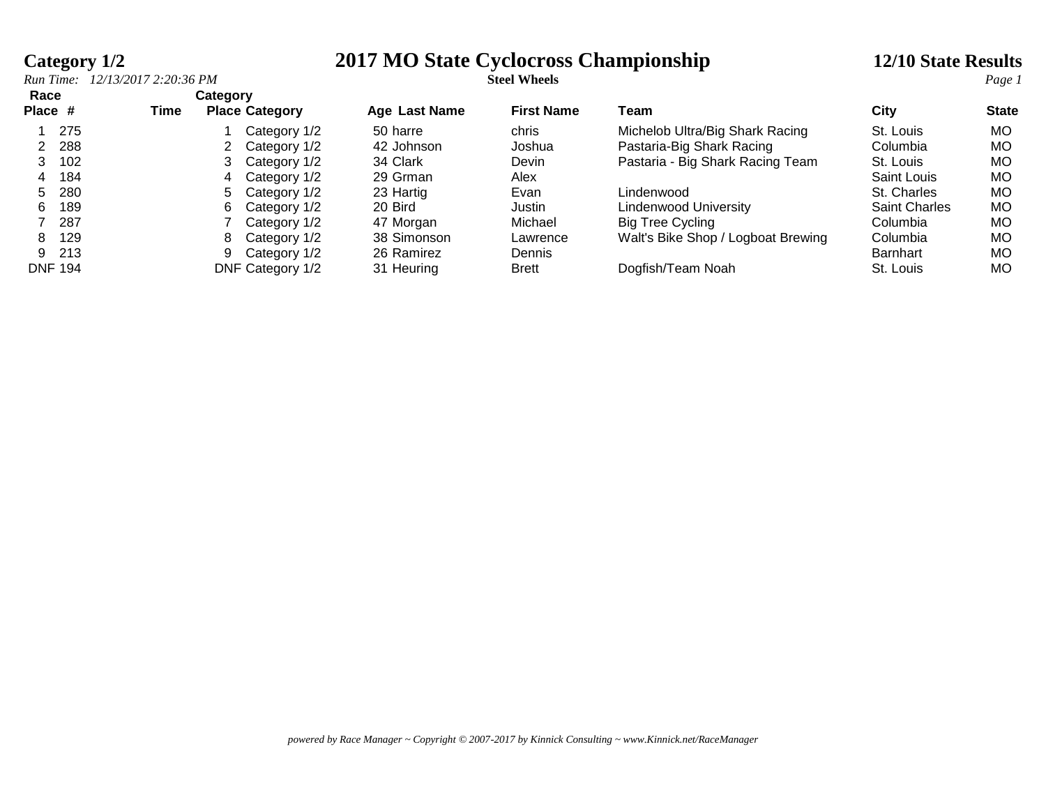# Category 1/2

# 2017 MO State Cyclocross Championship

**Steel Wheels**

**12/10 State Results**

*Run Time: 12/13/2017 2:20:36 PM*

| Race Place | # | Time | Category Place | Category | Age | Last Name | First Name | Team | City | State |
|---|---|---|---|---|---|---|---|---|---|---|
| 1 | 275 | | 1 | Category 1/2 | 50 | harre | chris | Michelob Ultra/Big Shark Racing | St. Louis | MO |
| 2 | 288 | | 2 | Category 1/2 | 42 | Johnson | Joshua | Pastaria-Big Shark Racing | Columbia | MO |
| 3 | 102 | | 3 | Category 1/2 | 34 | Clark | Devin | Pastaria - Big Shark Racing Team | St. Louis | MO |
| 4 | 184 | | 4 | Category 1/2 | 29 | Grman | Alex | | Saint Louis | MO |
| 5 | 280 | | 5 | Category 1/2 | 23 | Hartig | Evan | Lindenwood | St. Charles | MO |
| 6 | 189 | | 6 | Category 1/2 | 20 | Bird | Justin | Lindenwood University | Saint Charles | MO |
| 7 | 287 | | 7 | Category 1/2 | 47 | Morgan | Michael | Big Tree Cycling | Columbia | MO |
| 8 | 129 | | 8 | Category 1/2 | 38 | Simonson | Lawrence | Walt's Bike Shop / Logboat Brewing | Columbia | MO |
| 9 | 213 | | 9 | Category 1/2 | 26 | Ramirez | Dennis | | Barnhart | MO |
| DNF | 194 | | DNF | Category 1/2 | 31 | Heuring | Brett | Dogfish/Team Noah | St. Louis | MO |

*powered by Race Manager ~ Copyright © 2007-2017 by Kinnick Consulting ~ www.Kinnick.net/RaceManager*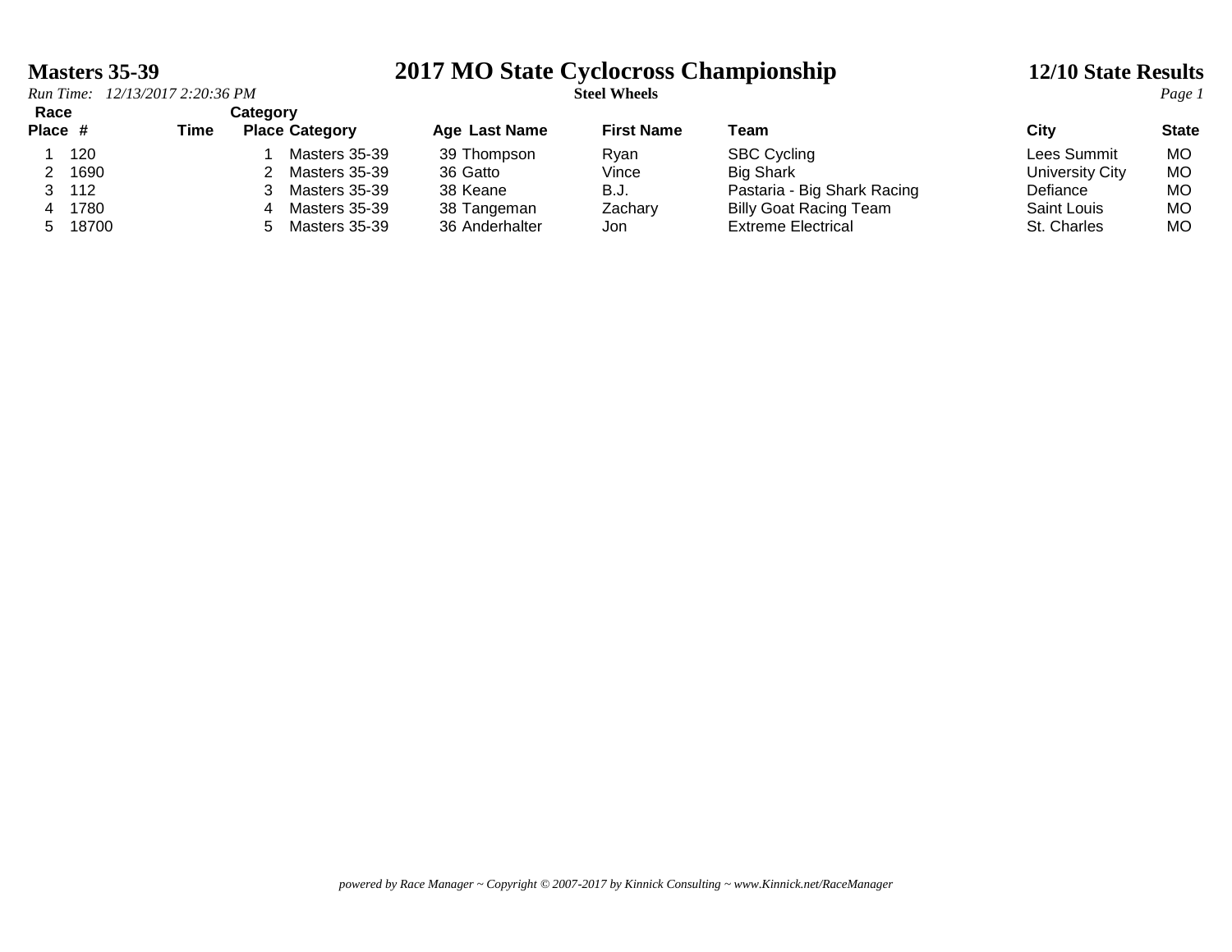# Masters 35-39

# 2017 MO State Cyclocross Championship

## 12/10 State Results

*Run Time: 12/13/2017 2:20:36 PM*

**Steel Wheels**

| Race Place | # | Time | Category Place | Category | Age | Last Name | First Name | Team | City | State |
|---|---|---|---|---|---|---|---|---|---|---|
| 1 | 120 | | 1 | Masters 35-39 | 39 | Thompson | Ryan | SBC Cycling | Lees Summit | MO |
| 2 | 1690 | | 2 | Masters 35-39 | 36 | Gatto | Vince | Big Shark | University City | MO |
| 3 | 112 | | 3 | Masters 35-39 | 38 | Keane | B.J. | Pastaria - Big Shark Racing | Defiance | MO |
| 4 | 1780 | | 4 | Masters 35-39 | 38 | Tangeman | Zachary | Billy Goat Racing Team | Saint Louis | MO |
| 5 | 18700 | | 5 | Masters 35-39 | 36 | Anderhalter | Jon | Extreme Electrical | St. Charles | MO |

*powered by Race Manager ~ Copyright © 2007-2017 by Kinnick Consulting ~ www.Kinnick.net/RaceManager*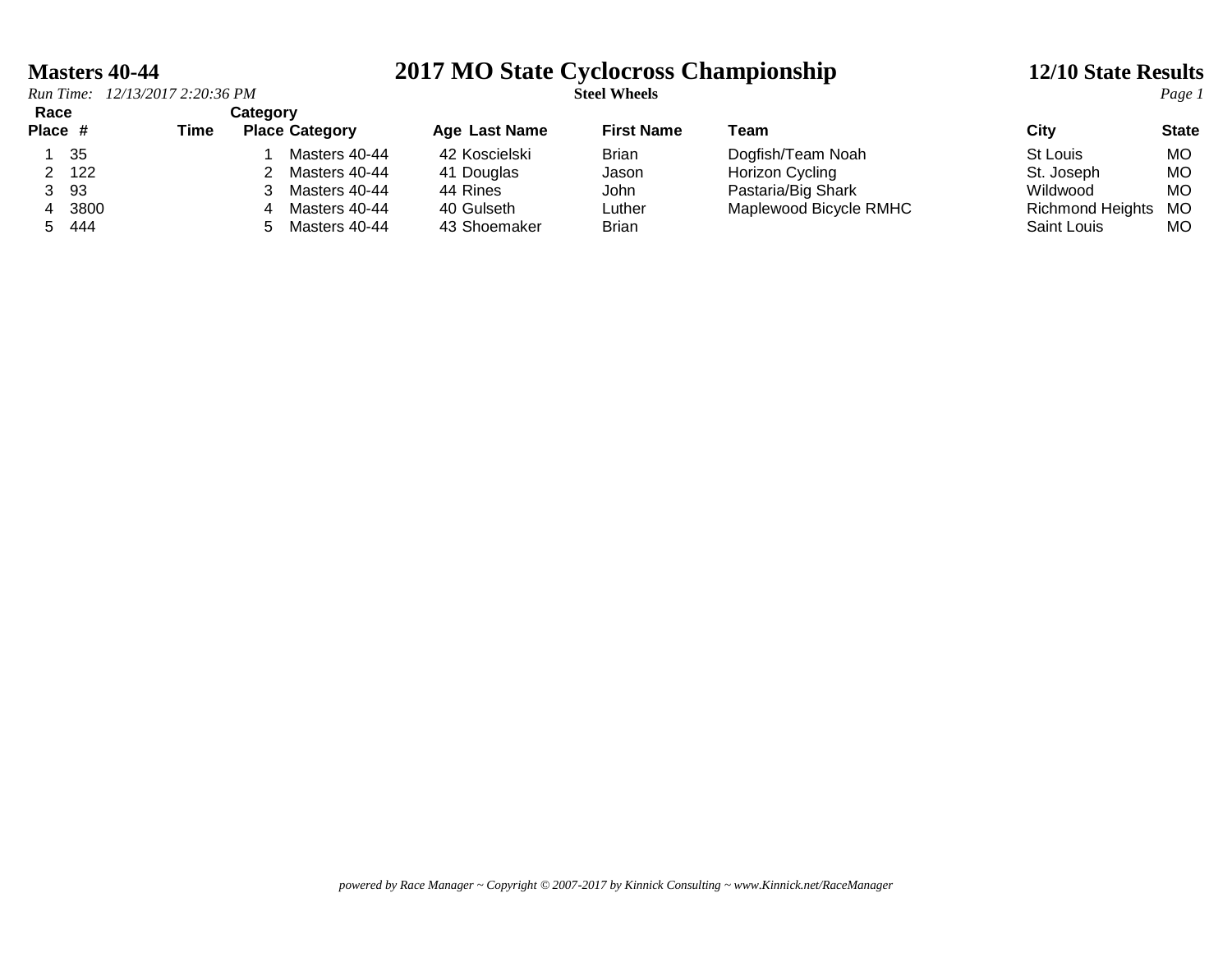# 2017 MO State Cyclocross Championship

**Steel Wheels**

## Masters 40-44

**12/10 State Results**

*Run Time: 12/13/2017 2:20:36 PM*

| Race Place | # | Time | Category Place | Category | Age | Last Name | First Name | Team | City | State |
|---|---|---|---|---|---|---|---|---|---|---|
| 1 | 35 | | 1 | Masters 40-44 | 42 | Koscielski | Brian | Dogfish/Team Noah | St Louis | MO |
| 2 | 122 | | 2 | Masters 40-44 | 41 | Douglas | Jason | Horizon Cycling | St. Joseph | MO |
| 3 | 93 | | 3 | Masters 40-44 | 44 | Rines | John | Pastaria/Big Shark | Wildwood | MO |
| 4 | 3800 | | 4 | Masters 40-44 | 40 | Gulseth | Luther | Maplewood Bicycle RMHC | Richmond Heights | MO |
| 5 | 444 | | 5 | Masters 40-44 | 43 | Shoemaker | Brian | | Saint Louis | MO |

*powered by Race Manager ~ Copyright © 2007-2017 by Kinnick Consulting ~ www.Kinnick.net/RaceManager*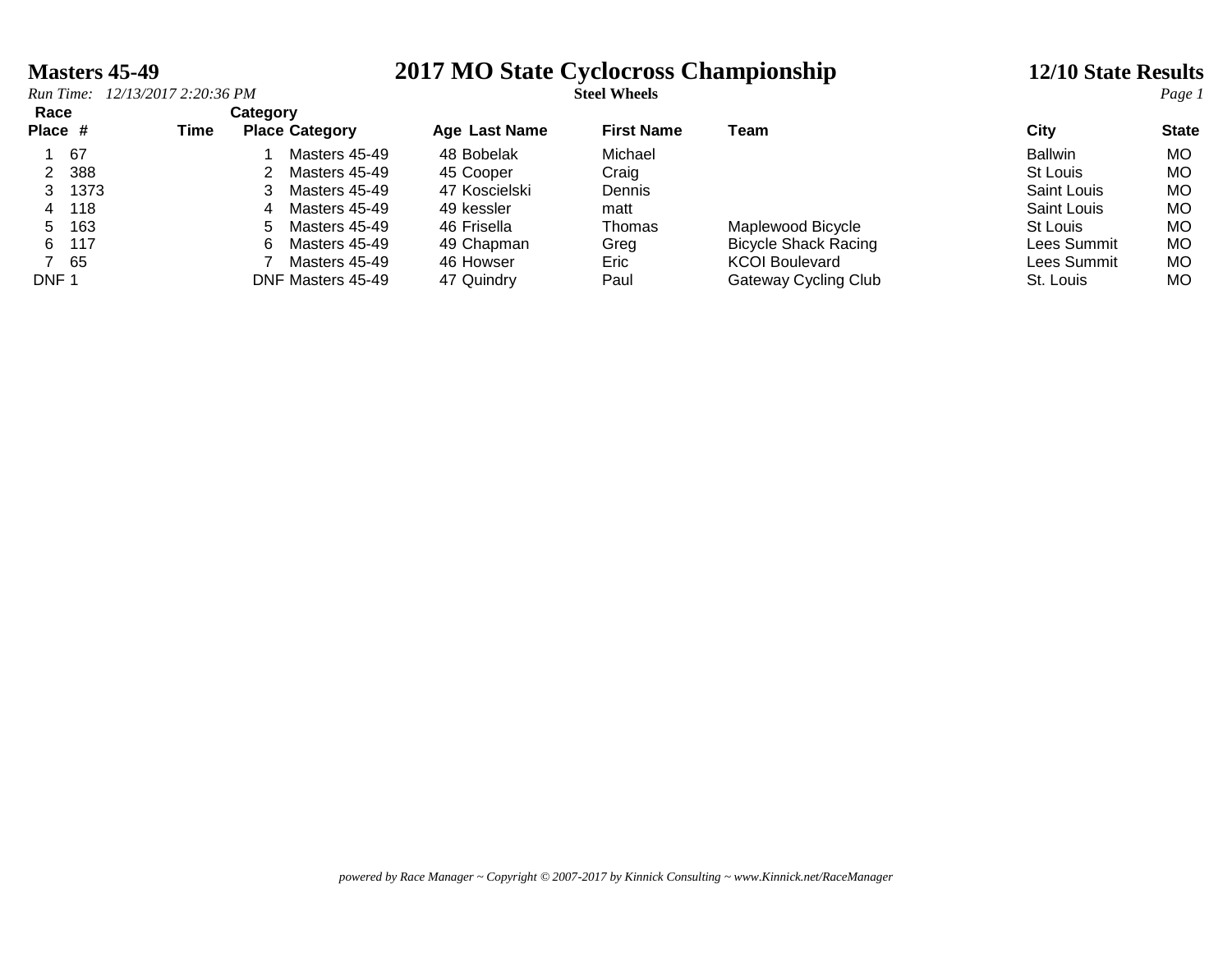# Masters 45-49

# 2017 MO State Cyclocross Championship

## 12/10 State Results

*Run Time: 12/13/2017 2:20:36 PM*

**Steel Wheels**

| Race Place | # | Time | Category Place | Category | Age | Last Name | First Name | Team | City | State |
|---|---|---|---|---|---|---|---|---|---|---|
| 1 | 67 | | 1 | Masters 45-49 | 48 | Bobelak | Michael | | Ballwin | MO |
| 2 | 388 | | 2 | Masters 45-49 | 45 | Cooper | Craig | | St Louis | MO |
| 3 | 1373 | | 3 | Masters 45-49 | 47 | Koscielski | Dennis | | Saint Louis | MO |
| 4 | 118 | | 4 | Masters 45-49 | 49 | kessler | matt | | Saint Louis | MO |
| 5 | 163 | | 5 | Masters 45-49 | 46 | Frisella | Thomas | Maplewood Bicycle | St Louis | MO |
| 6 | 117 | | 6 | Masters 45-49 | 49 | Chapman | Greg | Bicycle Shack Racing | Lees Summit | MO |
| 7 | 65 | | 7 | Masters 45-49 | 46 | Howser | Eric | KCOI Boulevard | Lees Summit | MO |
| DNF | 1 | | DNF | Masters 45-49 | 47 | Quindry | Paul | Gateway Cycling Club | St. Louis | MO |

*powered by Race Manager ~ Copyright © 2007-2017 by Kinnick Consulting ~ www.Kinnick.net/RaceManager*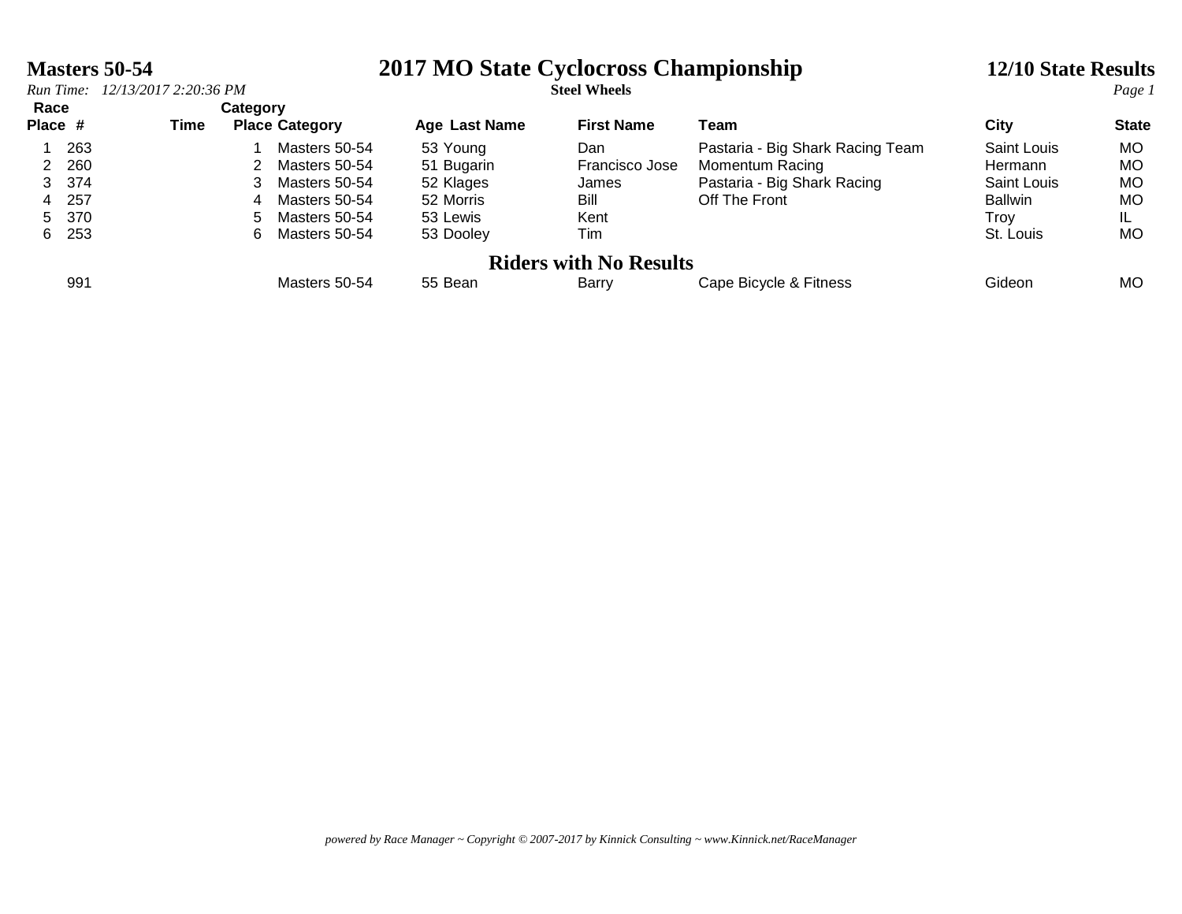**Masters 50-54**

# 2017 MO State Cyclocross Championship

**Steel Wheels**

**12/10 State Results**

*Run Time: 12/13/2017 2:20:36 PM*

| Race Place | # | Time | Category Place | Category | Age | Last Name | First Name | Team | City | State |
|---|---|---|---|---|---|---|---|---|---|---|
| 1 | 263 | | 1 | Masters 50-54 | 53 | Young | Dan | Pastaria - Big Shark Racing Team | Saint Louis | MO |
| 2 | 260 | | 2 | Masters 50-54 | 51 | Bugarin | Francisco Jose | Momentum Racing | Hermann | MO |
| 3 | 374 | | 3 | Masters 50-54 | 52 | Klages | James | Pastaria - Big Shark Racing | Saint Louis | MO |
| 4 | 257 | | 4 | Masters 50-54 | 52 | Morris | Bill | Off The Front | Ballwin | MO |
| 5 | 370 | | 5 | Masters 50-54 | 53 | Lewis | Kent | | Troy | IL |
| 6 | 253 | | 6 | Masters 50-54 | 53 | Dooley | Tim | | St. Louis | MO |

## Riders with No Results

| Race Place | # | Time | Category Place | Category | Age | Last Name | First Name | Team | City | State |
|---|---|---|---|---|---|---|---|---|---|---|
| | 991 | | | Masters 50-54 | 55 | Bean | Barry | Cape Bicycle & Fitness | Gideon | MO |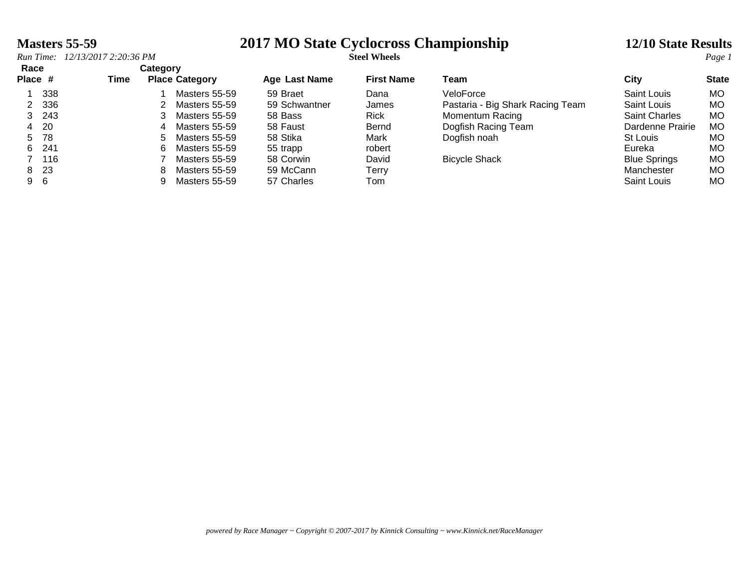**Masters 55-59**

# 2017 MO State Cyclocross Championship

**12/10 State Results**

*Run Time: 12/13/2017 2:20:36 PM*

**Steel Wheels**

| Race Place | # | Time | Category Place | Category | Age | Last Name | First Name | Team | City | State |
|---|---|---|---|---|---|---|---|---|---|---|
| 1 | 338 | | 1 | Masters 55-59 | 59 | Braet | Dana | VeloForce | Saint Louis | MO |
| 2 | 336 | | 2 | Masters 55-59 | 59 | Schwantner | James | Pastaria - Big Shark Racing Team | Saint Louis | MO |
| 3 | 243 | | 3 | Masters 55-59 | 58 | Bass | Rick | Momentum Racing | Saint Charles | MO |
| 4 | 20 | | 4 | Masters 55-59 | 58 | Faust | Bernd | Dogfish Racing Team | Dardenne Prairie | MO |
| 5 | 78 | | 5 | Masters 55-59 | 58 | Stika | Mark | Dogfish noah | St Louis | MO |
| 6 | 241 | | 6 | Masters 55-59 | 55 | trapp | robert | | Eureka | MO |
| 7 | 116 | | 7 | Masters 55-59 | 58 | Corwin | David | Bicycle Shack | Blue Springs | MO |
| 8 | 23 | | 8 | Masters 55-59 | 59 | McCann | Terry | | Manchester | MO |
| 9 | 6 | | 9 | Masters 55-59 | 57 | Charles | Tom | | Saint Louis | MO |

*powered by Race Manager ~ Copyright © 2007-2017 by Kinnick Consulting ~ www.Kinnick.net/RaceManager*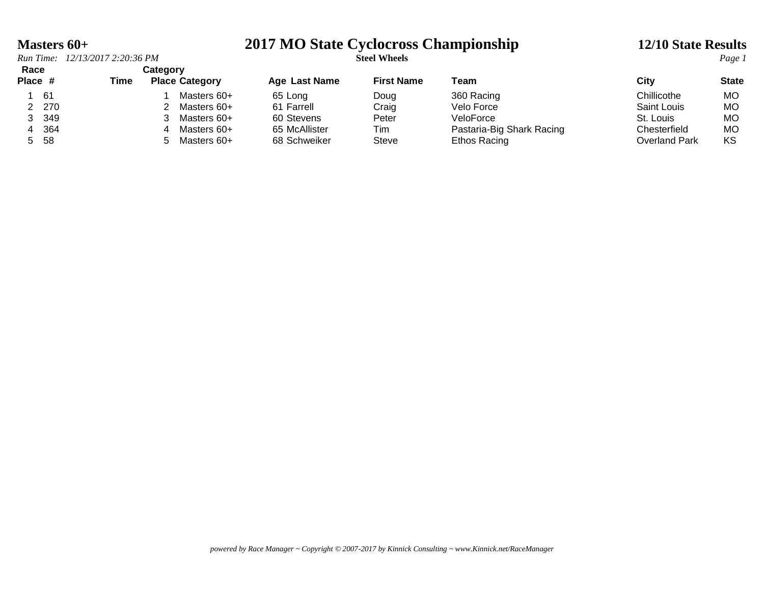**Masters 60+**

# 2017 MO State Cyclocross Championship

**Steel Wheels**

**12/10 State Results**

*Run Time: 12/13/2017 2:20:36 PM*

| Race Place | # | Time | Category Place | Category | Age | Last Name | First Name | Team | City | State |
|---|---|---|---|---|---|---|---|---|---|---|
| 1 | 61 | | 1 | Masters 60+ | 65 | Long | Doug | 360 Racing | Chillicothe | MO |
| 2 | 270 | | 2 | Masters 60+ | 61 | Farrell | Craig | Velo Force | Saint Louis | MO |
| 3 | 349 | | 3 | Masters 60+ | 60 | Stevens | Peter | VeloForce | St. Louis | MO |
| 4 | 364 | | 4 | Masters 60+ | 65 | McAllister | Tim | Pastaria-Big Shark Racing | Chesterfield | MO |
| 5 | 58 | | 5 | Masters 60+ | 68 | Schweiker | Steve | Ethos Racing | Overland Park | KS |

*powered by Race Manager ~ Copyright © 2007-2017 by Kinnick Consulting ~ www.Kinnick.net/RaceManager*